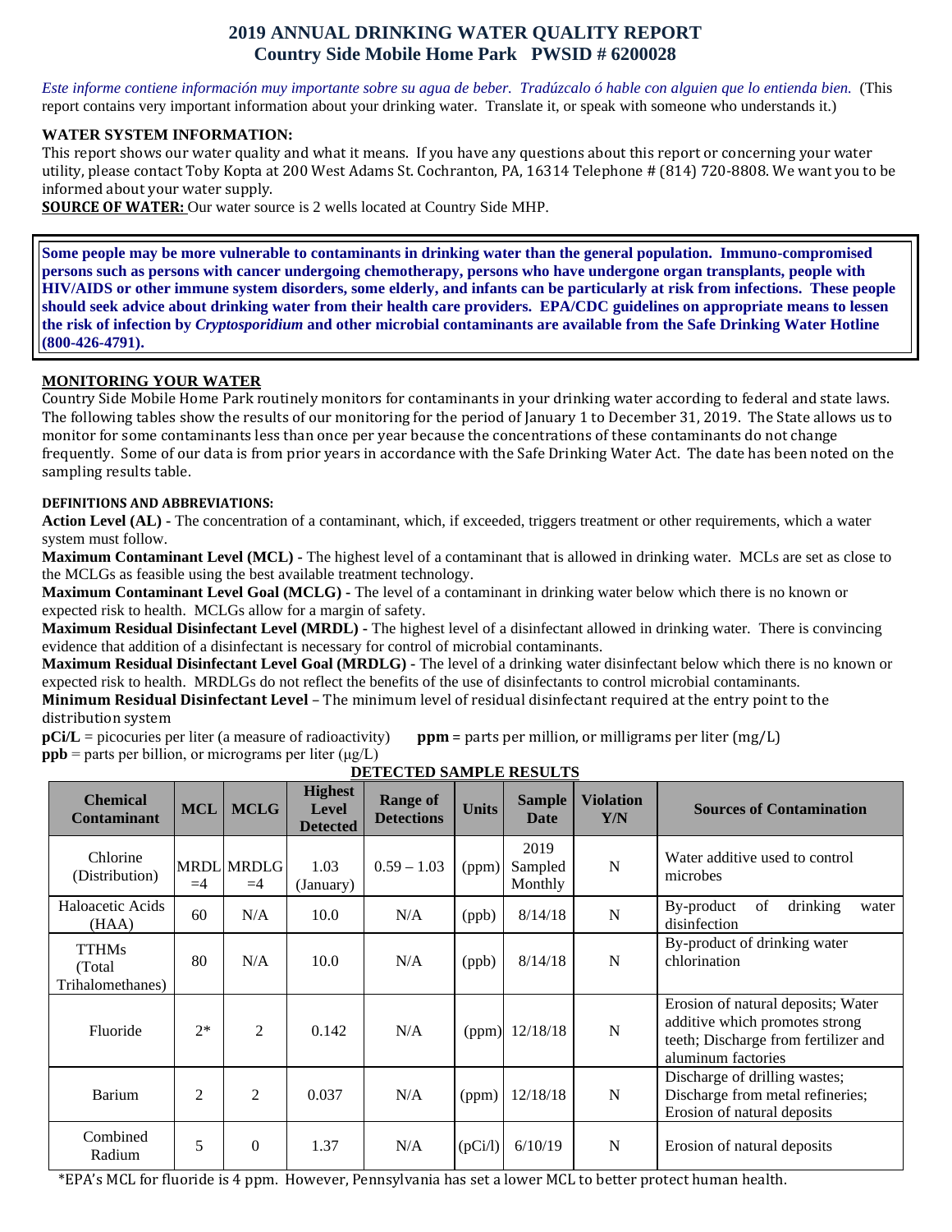# 2019 ANNUAL DRINKING WATER QUALITY REPORT
## Country Side Mobile Home Park PWSID # 6200028

*Este informe contiene información muy importante sobre su agua de beber. Tradúzcalo ó hable con alguien que lo entienda bien.* (This report contains very important information about your drinking water. Translate it, or speak with someone who understands it.)

**WATER SYSTEM INFORMATION:**
This report shows our water quality and what it means. If you have any questions about this report or concerning your water utility, please contact Toby Kopta at 200 West Adams St. Cochranton, PA, 16314 Telephone # (814) 720-8808. We want you to be informed about your water supply.

**SOURCE OF WATER:** Our water source is 2 wells located at Country Side MHP.

**Some people may be more vulnerable to contaminants in drinking water than the general population. Immuno-compromised persons such as persons with cancer undergoing chemotherapy, persons who have undergone organ transplants, people with HIV/AIDS or other immune system disorders, some elderly, and infants can be particularly at risk from infections. These people should seek advice about drinking water from their health care providers. EPA/CDC guidelines on appropriate means to lessen the risk of infection by *Cryptosporidium* and other microbial contaminants are available from the Safe Drinking Water Hotline (800-426-4791).**

**MONITORING YOUR WATER**
Country Side Mobile Home Park routinely monitors for contaminants in your drinking water according to federal and state laws. The following tables show the results of our monitoring for the period of January 1 to December 31, 2019. The State allows us to monitor for some contaminants less than once per year because the concentrations of these contaminants do not change frequently. Some of our data is from prior years in accordance with the Safe Drinking Water Act. The date has been noted on the sampling results table.

**DEFINITIONS AND ABBREVIATIONS:**

**Action Level (AL) -** The concentration of a contaminant, which, if exceeded, triggers treatment or other requirements, which a water system must follow.

**Maximum Contaminant Level (MCL) -** The highest level of a contaminant that is allowed in drinking water. MCLs are set as close to the MCLGs as feasible using the best available treatment technology.

**Maximum Contaminant Level Goal (MCLG) -** The level of a contaminant in drinking water below which there is no known or expected risk to health. MCLGs allow for a margin of safety.

**Maximum Residual Disinfectant Level (MRDL) -** The highest level of a disinfectant allowed in drinking water. There is convincing evidence that addition of a disinfectant is necessary for control of microbial contaminants.

**Maximum Residual Disinfectant Level Goal (MRDLG) -** The level of a drinking water disinfectant below which there is no known or expected risk to health. MRDLGs do not reflect the benefits of the use of disinfectants to control microbial contaminants.

**Minimum Residual Disinfectant Level** – The minimum level of residual disinfectant required at the entry point to the distribution system

**pCi/L** = picocuries per liter (a measure of radioactivity) **ppm** = parts per million, or milligrams per liter (mg/L)

**ppb** = parts per billion, or micrograms per liter (µg/L)

**DETECTED SAMPLE RESULTS**

| Chemical Contaminant | MCL | MCLG | Highest Level Detected | Range of Detections | Units | Sample Date | Violation Y/N | Sources of Contamination |
|---|---|---|---|---|---|---|---|---|
| Chlorine (Distribution) | MRDL =4 | MRDLG =4 | 1.03 (January) | 0.59 – 1.03 | (ppm) | 2019 Sampled Monthly | N | Water additive used to control microbes |
| Haloacetic Acids (HAA) | 60 | N/A | 10.0 | N/A | (ppb) | 8/14/18 | N | By-product of drinking water disinfection |
| TTHMs (Total Trihalomethanes) | 80 | N/A | 10.0 | N/A | (ppb) | 8/14/18 | N | By-product of drinking water chlorination |
| Fluoride | 2* | 2 | 0.142 | N/A | (ppm) | 12/18/18 | N | Erosion of natural deposits; Water additive which promotes strong teeth; Discharge from fertilizer and aluminum factories |
| Barium | 2 | 2 | 0.037 | N/A | (ppm) | 12/18/18 | N | Discharge of drilling wastes; Discharge from metal refineries; Erosion of natural deposits |
| Combined Radium | 5 | 0 | 1.37 | N/A | (pCi/l) | 6/10/19 | N | Erosion of natural deposits |

*EPA's MCL for fluoride is 4 ppm. However, Pennsylvania has set a lower MCL to better protect human health.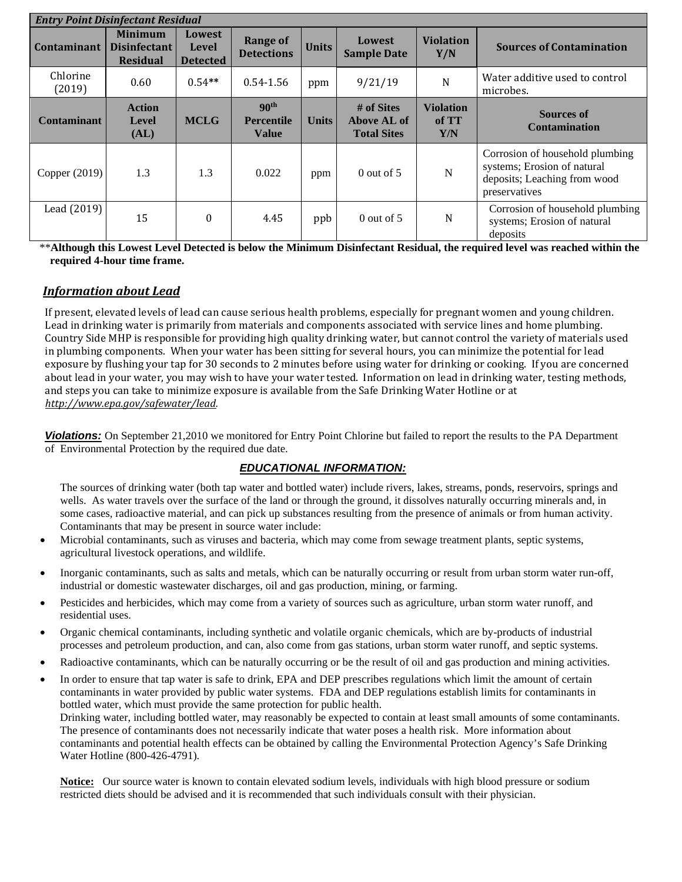| Entry Point Disinfectant Residual | | | | | | | |
|---|---|---|---|---|---|---|---|
| Contaminant | Minimum Disinfectant Residual | Lowest Level Detected | Range of Detections | Units | Lowest Sample Date | Violation Y/N | Sources of Contamination |
| Chlorine (2019) | 0.60 | 0.54** | 0.54-1.56 | ppm | 9/21/19 | N | Water additive used to control microbes. |
| Contaminant | Action Level (AL) | MCLG | 90th Percentile Value | Units | # of Sites Above AL of Total Sites | Violation of TT Y/N | Sources of Contamination |
| Copper (2019) | 1.3 | 1.3 | 0.022 | ppm | 0 out of 5 | N | Corrosion of household plumbing systems; Erosion of natural deposits; Leaching from wood preservatives |
| Lead (2019) | 15 | 0 | 4.45 | ppb | 0 out of 5 | N | Corrosion of household plumbing systems; Erosion of natural deposits |

****Although this Lowest Level Detected is below the Minimum Disinfectant Residual, the required level was reached within the required 4-hour time frame.**

## *Information about Lead*

If present, elevated levels of lead can cause serious health problems, especially for pregnant women and young children. Lead in drinking water is primarily from materials and components associated with service lines and home plumbing. Country Side MHP is responsible for providing high quality drinking water, but cannot control the variety of materials used in plumbing components. When your water has been sitting for several hours, you can minimize the potential for lead exposure by flushing your tap for 30 seconds to 2 minutes before using water for drinking or cooking. If you are concerned about lead in your water, you may wish to have your water tested. Information on lead in drinking water, testing methods, and steps you can take to minimize exposure is available from the Safe Drinking Water Hotline or at *http://www.epa.gov/safewater/lead.*

***Violations:*** On September 21,2010 we monitored for Entry Point Chlorine but failed to report the results to the PA Department of Environmental Protection by the required due date.

### *EDUCATIONAL INFORMATION:*

The sources of drinking water (both tap water and bottled water) include rivers, lakes, streams, ponds, reservoirs, springs and wells. As water travels over the surface of the land or through the ground, it dissolves naturally occurring minerals and, in some cases, radioactive material, and can pick up substances resulting from the presence of animals or from human activity. Contaminants that may be present in source water include:

- Microbial contaminants, such as viruses and bacteria, which may come from sewage treatment plants, septic systems, agricultural livestock operations, and wildlife.
- Inorganic contaminants, such as salts and metals, which can be naturally occurring or result from urban storm water run-off, industrial or domestic wastewater discharges, oil and gas production, mining, or farming.
- Pesticides and herbicides, which may come from a variety of sources such as agriculture, urban storm water runoff, and residential uses.
- Organic chemical contaminants, including synthetic and volatile organic chemicals, which are by-products of industrial processes and petroleum production, and can, also come from gas stations, urban storm water runoff, and septic systems.
- Radioactive contaminants, which can be naturally occurring or be the result of oil and gas production and mining activities.
- In order to ensure that tap water is safe to drink, EPA and DEP prescribes regulations which limit the amount of certain contaminants in water provided by public water systems. FDA and DEP regulations establish limits for contaminants in bottled water, which must provide the same protection for public health.
  Drinking water, including bottled water, may reasonably be expected to contain at least small amounts of some contaminants. The presence of contaminants does not necessarily indicate that water poses a health risk. More information about contaminants and potential health effects can be obtained by calling the Environmental Protection Agency's Safe Drinking Water Hotline (800-426-4791).

**Notice:** Our source water is known to contain elevated sodium levels, individuals with high blood pressure or sodium restricted diets should be advised and it is recommended that such individuals consult with their physician.